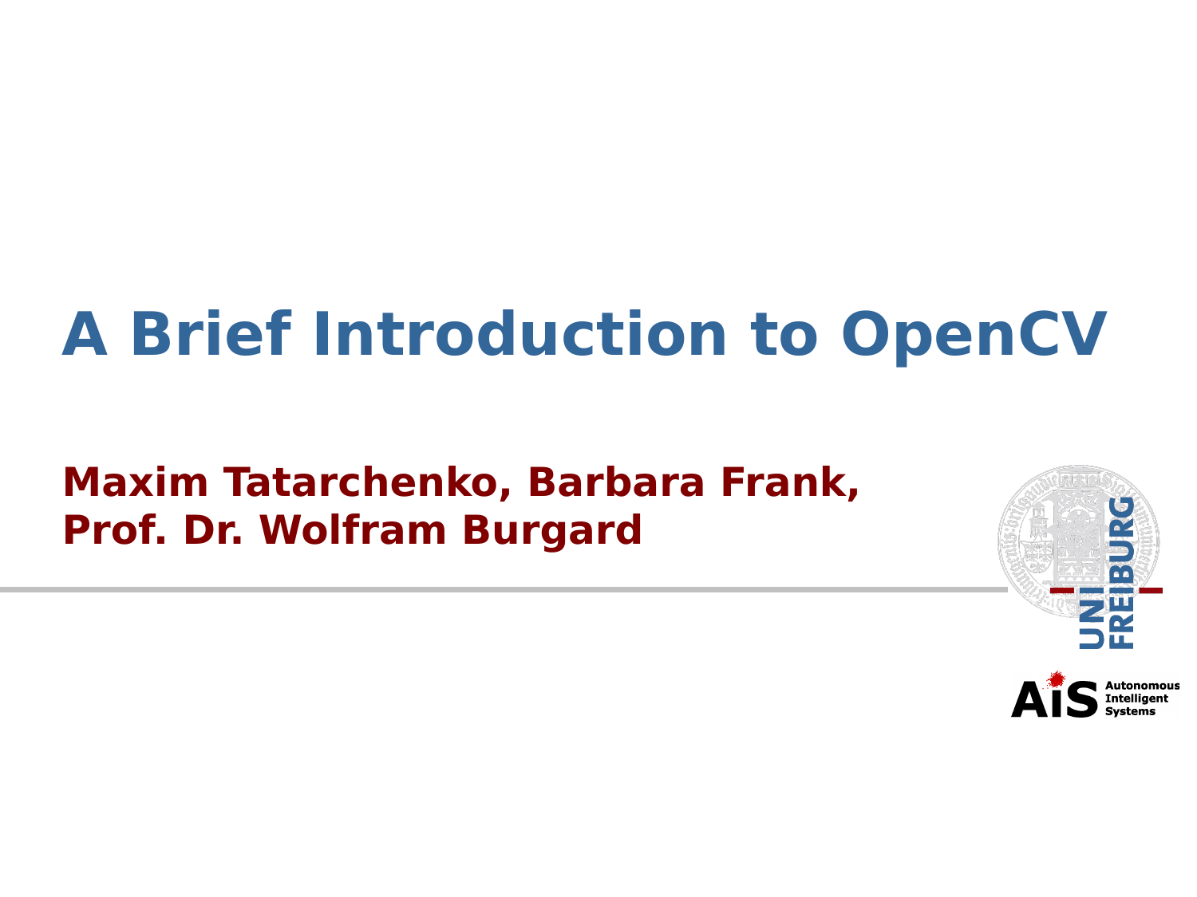# A Brief Introduction to OpenCV

**Maxim Tatarchenko, Barbara Frank, Prof. Dr. Wolfram Burgard**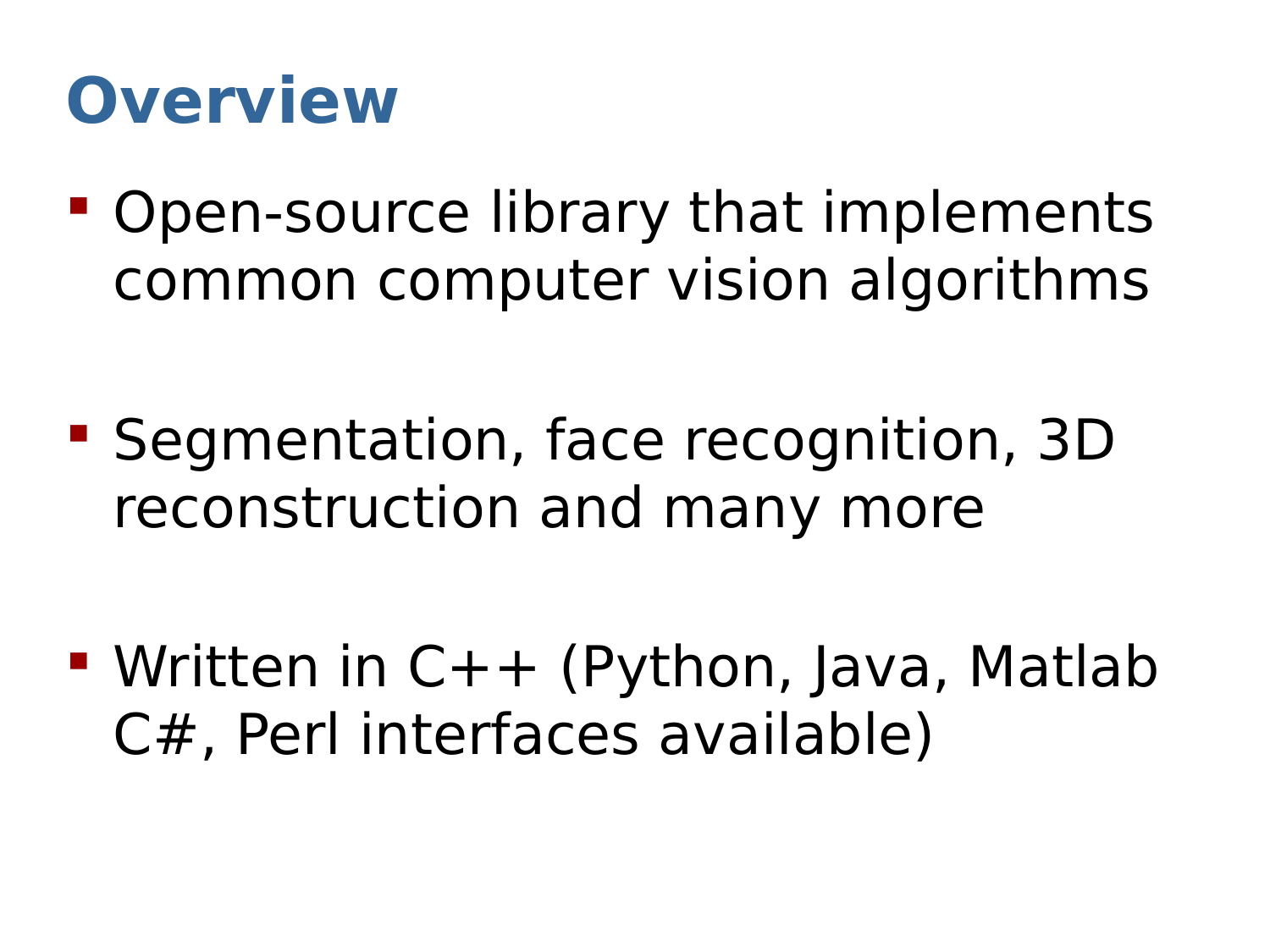# Overview

- Open-source library that implements common computer vision algorithms
- Segmentation, face recognition, 3D reconstruction and many more
- Written in C++ (Python, Java, Matlab C#, Perl interfaces available)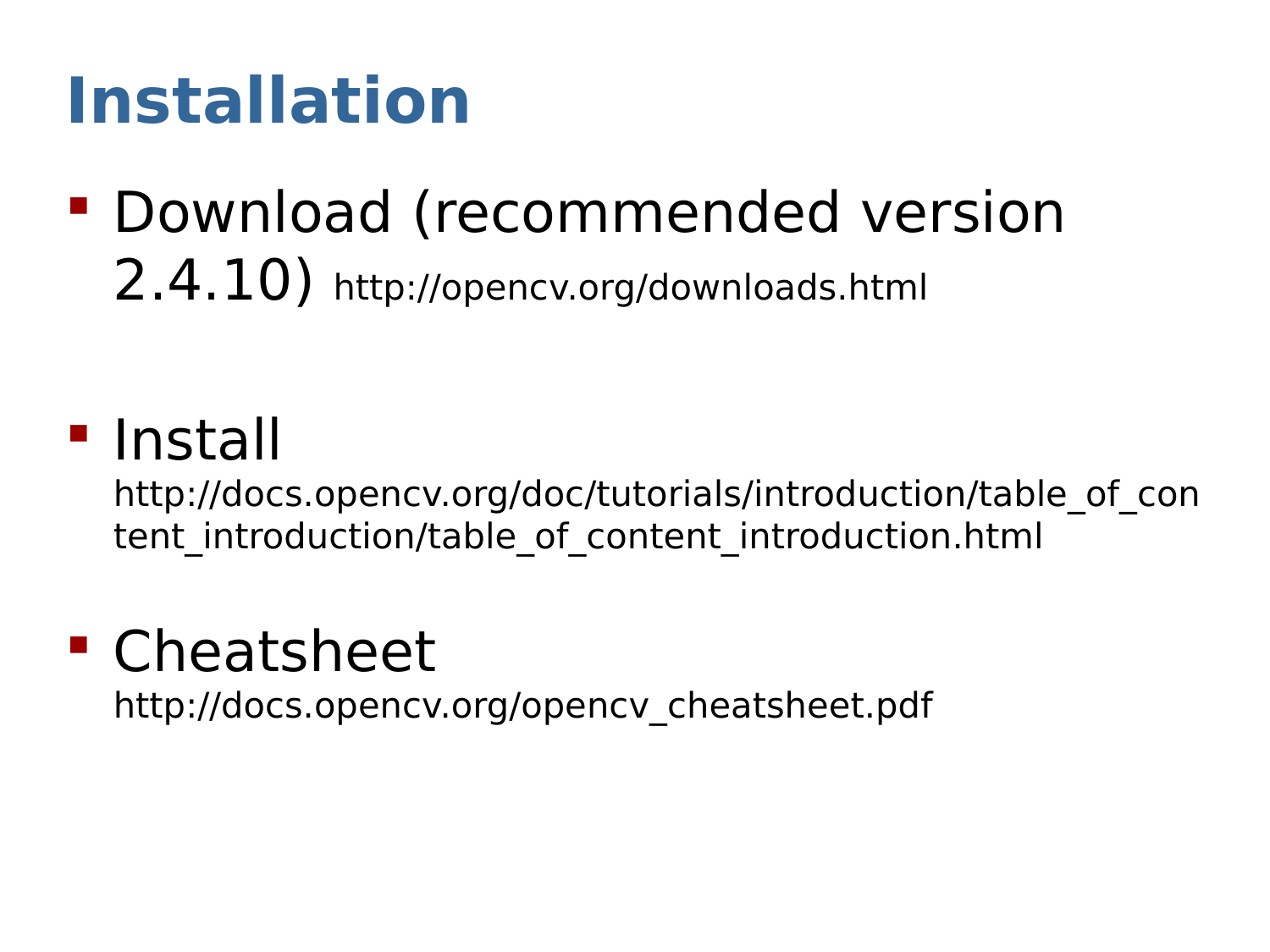# Installation

- Download (recommended version 2.4.10) http://opencv.org/downloads.html

- Install http://docs.opencv.org/doc/tutorials/introduction/table_of_content_introduction/table_of_content_introduction.html

- Cheatsheet http://docs.opencv.org/opencv_cheatsheet.pdf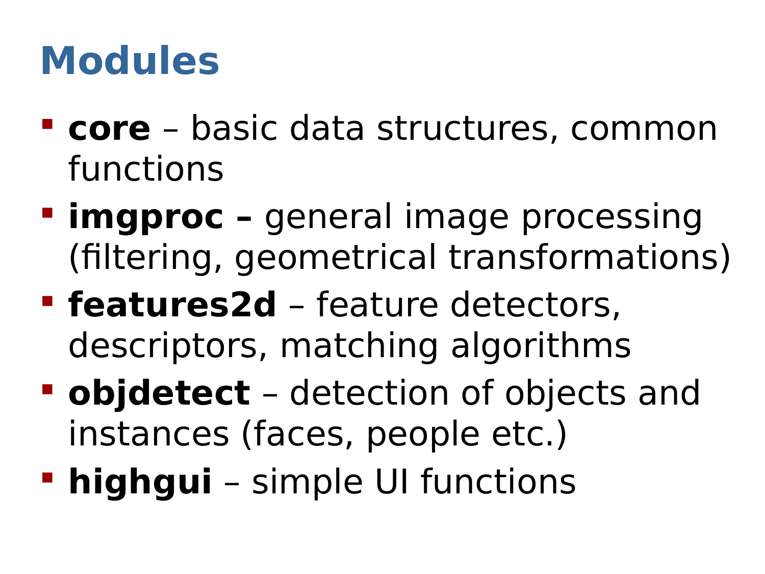# Modules

- **core** – basic data structures, common functions
- **imgproc –** general image processing (filtering, geometrical transformations)
- **features2d** – feature detectors, descriptors, matching algorithms
- **objdetect** – detection of objects and instances (faces, people etc.)
- **highgui** – simple UI functions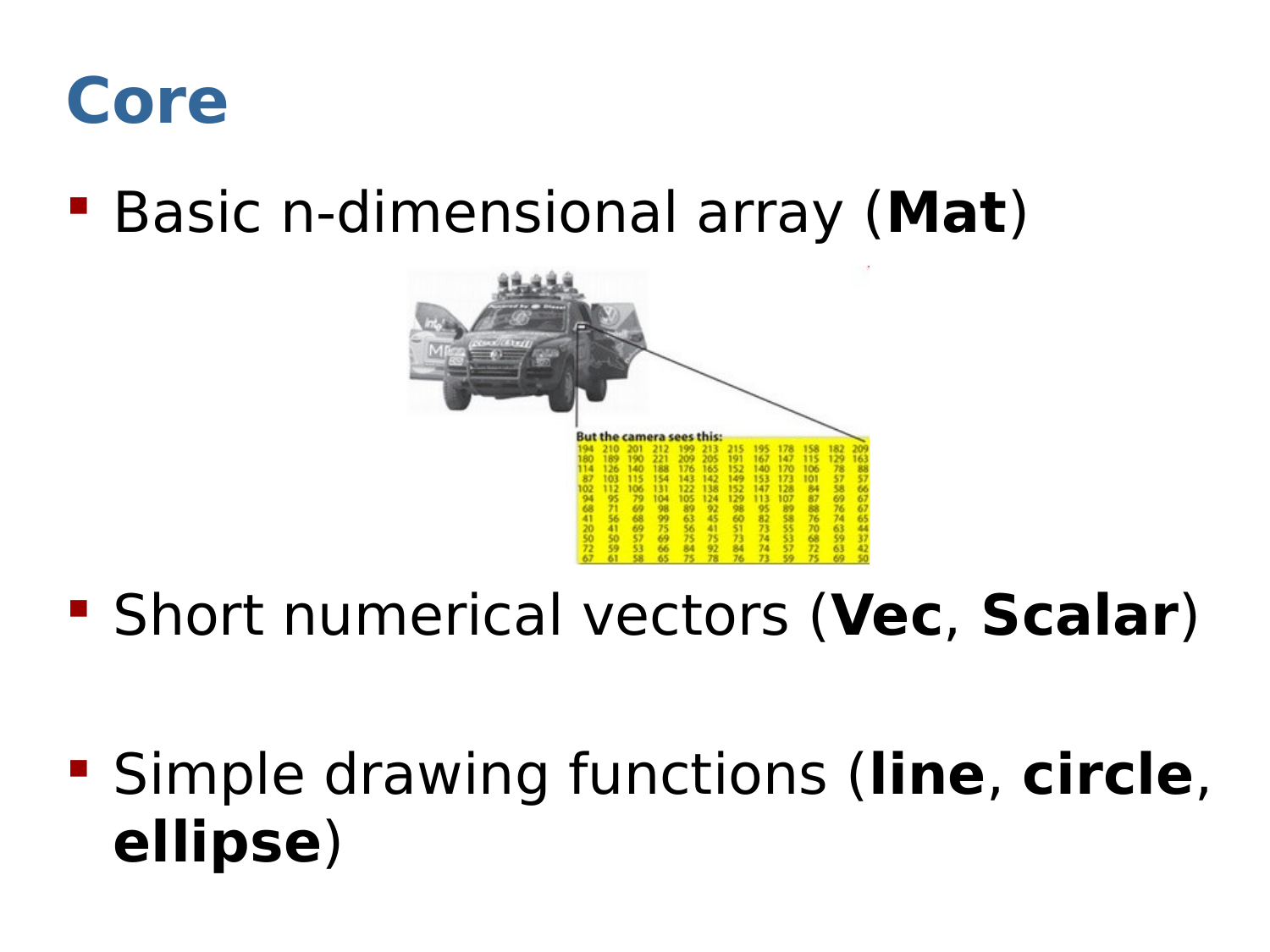# Core

- Basic n-dimensional array (**Mat**)
- Short numerical vectors (**Vec**, **Scalar**)
- Simple drawing functions (**line**, **circle**, **ellipse**)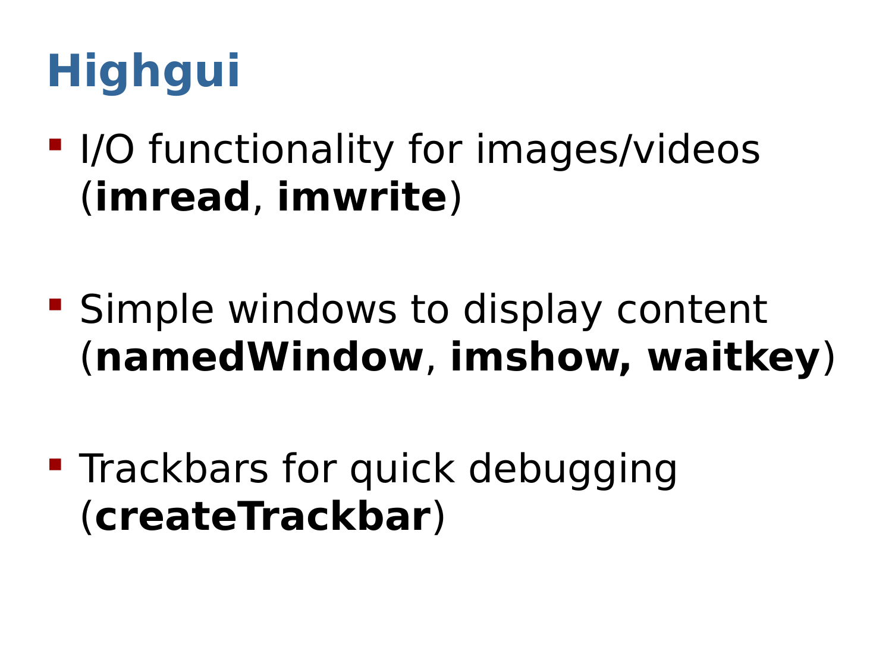# Highgui

- I/O functionality for images/videos (**imread**, **imwrite**)

- Simple windows to display content (**namedWindow**, **imshow, waitkey**)

- Trackbars for quick debugging (**createTrackbar**)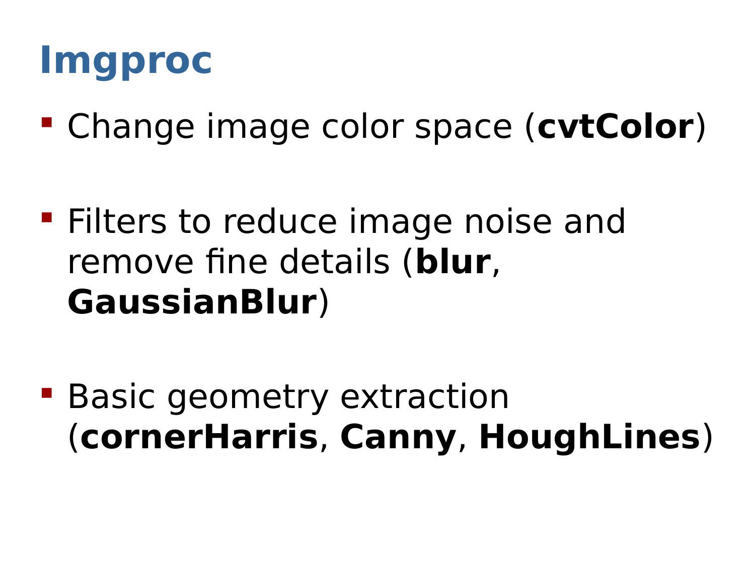# Imgproc

- Change image color space (**cvtColor**)

- Filters to reduce image noise and remove fine details (**blur**, **GaussianBlur**)

- Basic geometry extraction (**cornerHarris**, **Canny**, **HoughLines**)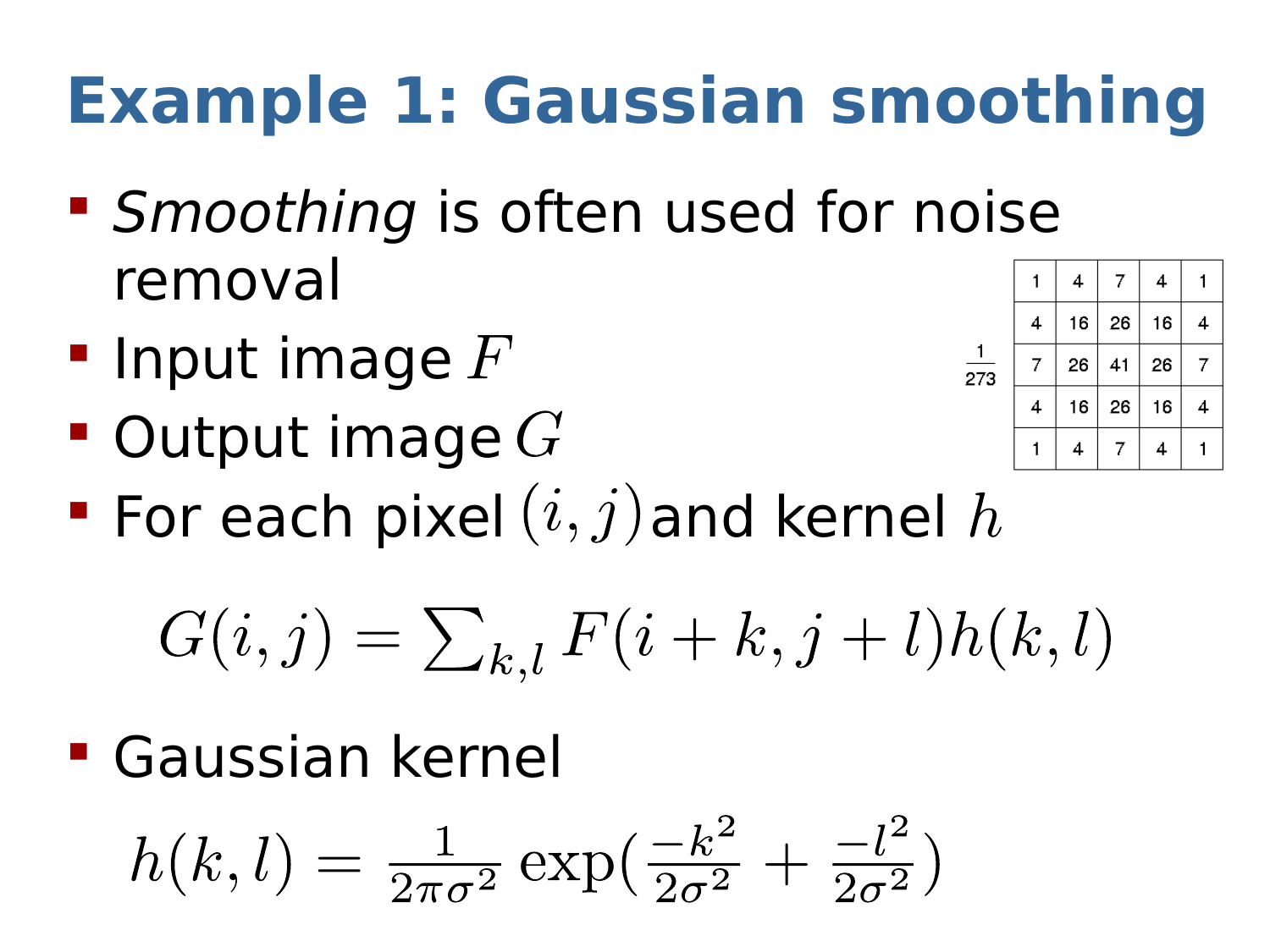# Example 1: Gaussian smoothing

- *Smoothing* is often used for noise removal
- Input image $F$
- Output image $G$
- For each pixel $(i, j)$ and kernel $h$

$$G(i,j) = \sum_{k,l} F(i+k, j+l) h(k,l)$$

- Gaussian kernel

$$h(k,l) = \frac{1}{2\pi\sigma^2} \exp\left(\frac{-k^2}{2\sigma^2} + \frac{-l^2}{2\sigma^2}\right)$$

$\frac{1}{273}$

| 1 | 4 | 7 | 4 | 1 |
|---|---|---|---|---|
| 4 | 16 | 26 | 16 | 4 |
| 7 | 26 | 41 | 26 | 7 |
| 4 | 16 | 26 | 16 | 4 |
| 1 | 4 | 7 | 4 | 1 |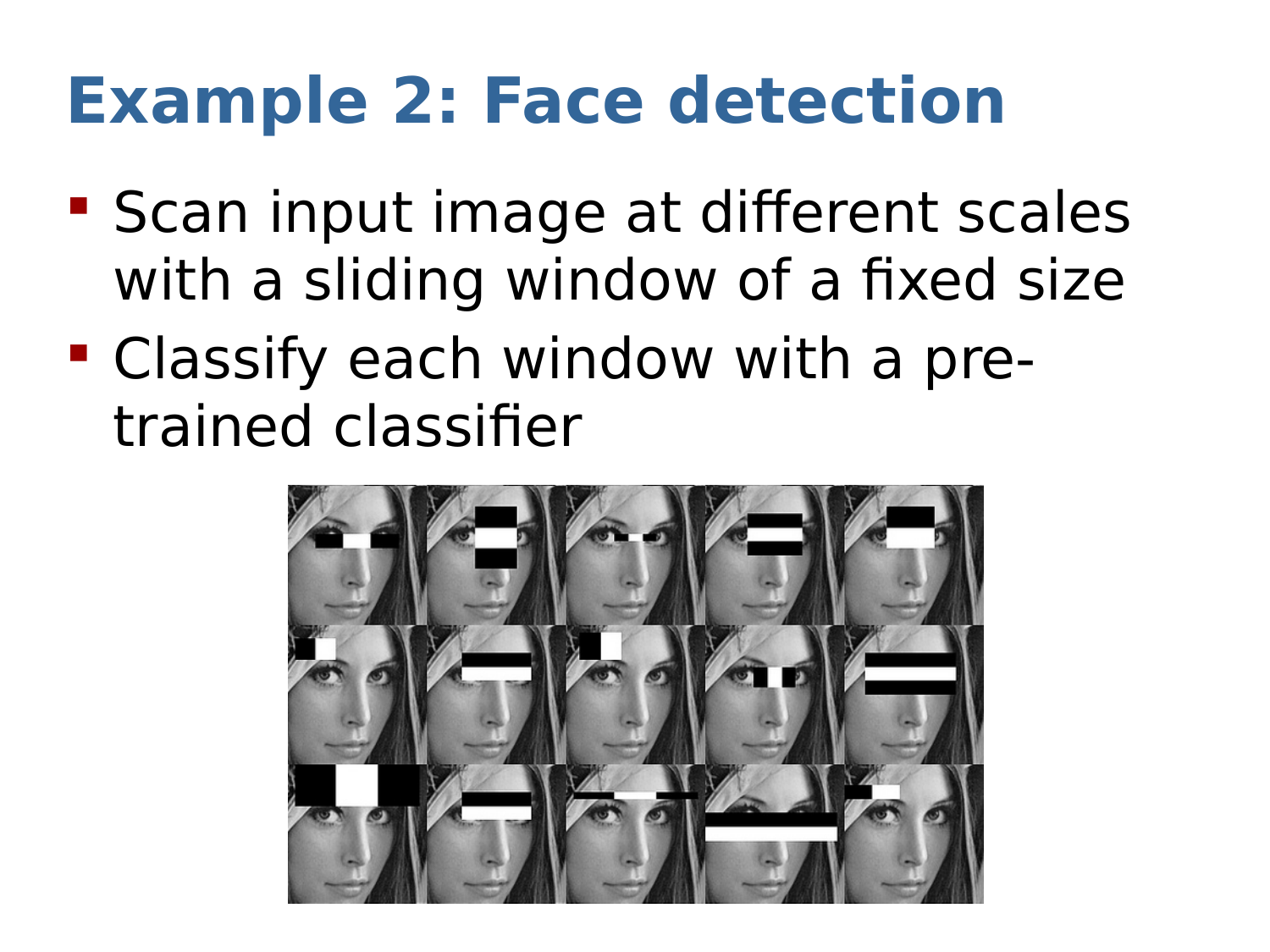# Example 2: Face detection

- Scan input image at different scales with a sliding window of a fixed size
- Classify each window with a pre-trained classifier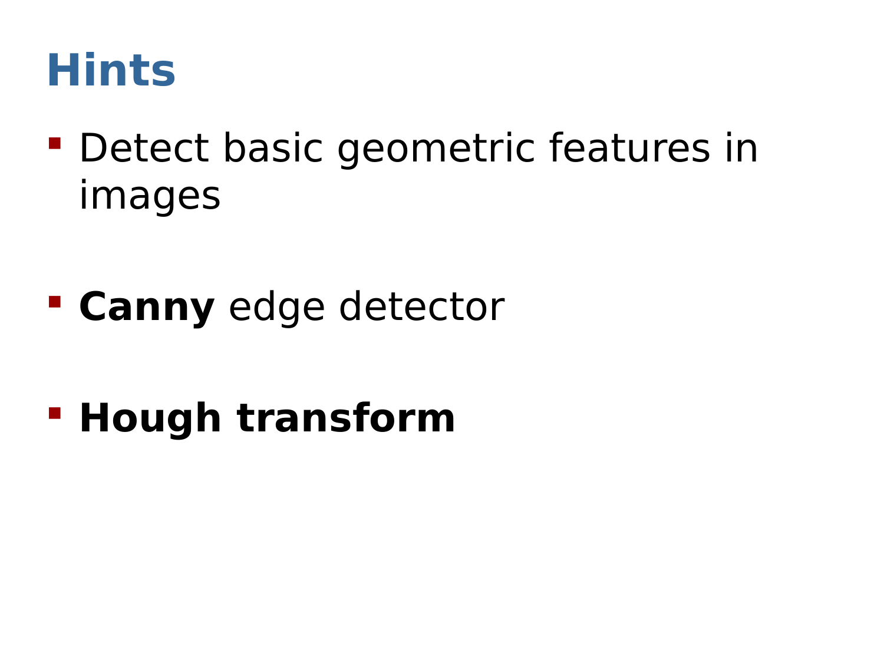# Hints

- Detect basic geometric features in images
- **Canny** edge detector
- **Hough transform**